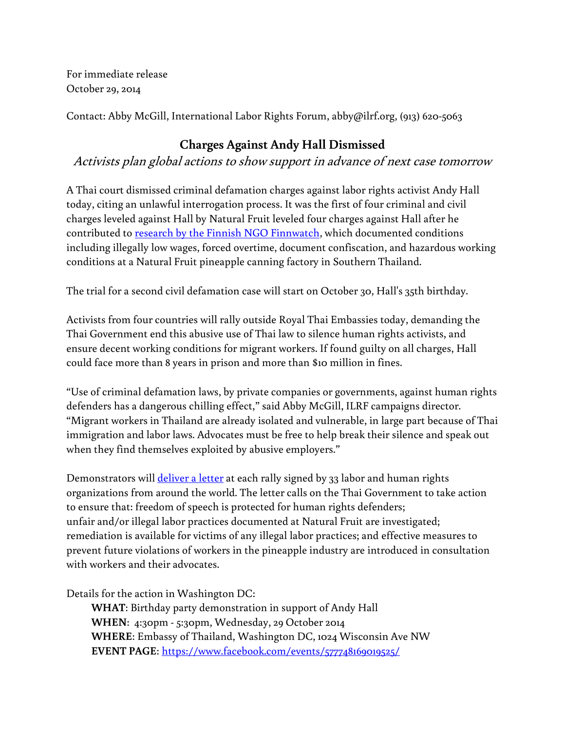For immediate release
October 29, 2014

Contact: Abby McGill, International Labor Rights Forum, abby@ilrf.org, (913) 620-5063

# Charges Against Andy Hall Dismissed

*Activists plan global actions to show support in advance of next case tomorrow*

A Thai court dismissed criminal defamation charges against labor rights activist Andy Hall today, citing an unlawful interrogation process. It was the first of four criminal and civil charges leveled against Hall by Natural Fruit leveled four charges against Hall after he contributed to [research by the Finnish NGO Finnwatch](), which documented conditions including illegally low wages, forced overtime, document confiscation, and hazardous working conditions at a Natural Fruit pineapple canning factory in Southern Thailand.

The trial for a second civil defamation case will start on October 30, Hall's 35th birthday.

Activists from four countries will rally outside Royal Thai Embassies today, demanding the Thai Government end this abusive use of Thai law to silence human rights activists, and ensure decent working conditions for migrant workers. If found guilty on all charges, Hall could face more than 8 years in prison and more than $10 million in fines.

"Use of criminal defamation laws, by private companies or governments, against human rights defenders has a dangerous chilling effect," said Abby McGill, ILRF campaigns director. "Migrant workers in Thailand are already isolated and vulnerable, in large part because of Thai immigration and labor laws. Advocates must be free to help break their silence and speak out when they find themselves exploited by abusive employers."

Demonstrators will [deliver a letter]() at each rally signed by 33 labor and human rights organizations from around the world. The letter calls on the Thai Government to take action to ensure that: freedom of speech is protected for human rights defenders; unfair and/or illegal labor practices documented at Natural Fruit are investigated; remediation is available for victims of any illegal labor practices; and effective measures to prevent future violations of workers in the pineapple industry are introduced in consultation with workers and their advocates.

Details for the action in Washington DC:

**WHAT**: Birthday party demonstration in support of Andy Hall
**WHEN**: 4:30pm - 5:30pm, Wednesday, 29 October 2014
**WHERE**: Embassy of Thailand, Washington DC, 1024 Wisconsin Ave NW
**EVENT PAGE**: [https://www.facebook.com/events/577748169019525/](https://www.facebook.com/events/577748169019525/)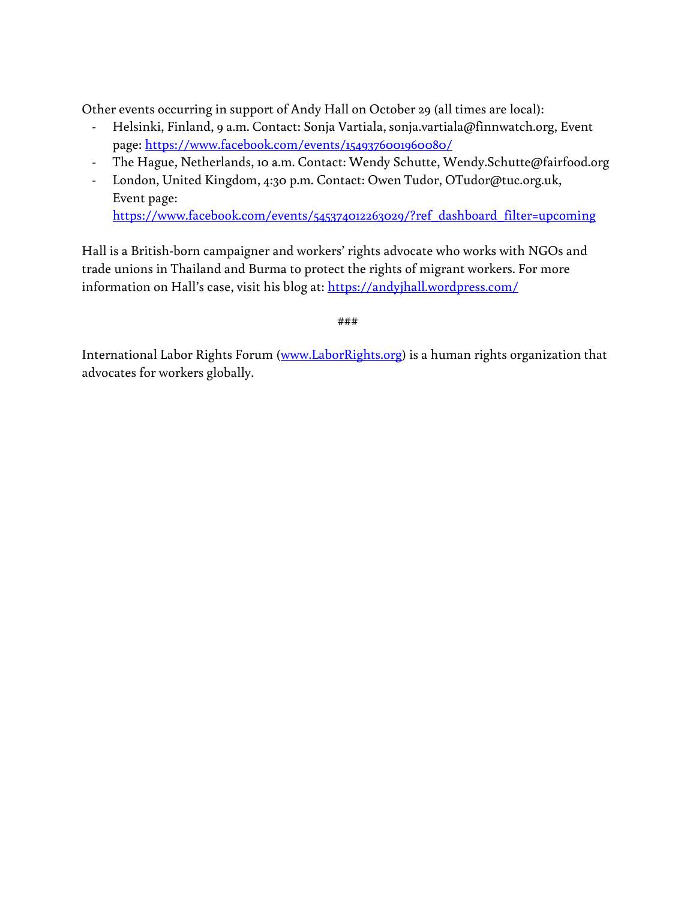Other events occurring in support of Andy Hall on October 29 (all times are local):

- Helsinki, Finland, 9 a.m. Contact: Sonja Vartiala, sonja.vartiala@finnwatch.org, Event page: https://www.facebook.com/events/1549376001960080/
- The Hague, Netherlands, 10 a.m. Contact: Wendy Schutte, Wendy.Schutte@fairfood.org
- London, United Kingdom, 4:30 p.m. Contact: Owen Tudor, OTudor@tuc.org.uk, Event page: https://www.facebook.com/events/545374012263029/?ref_dashboard_filter=upcoming

Hall is a British-born campaigner and workers' rights advocate who works with NGOs and trade unions in Thailand and Burma to protect the rights of migrant workers. For more information on Hall's case, visit his blog at: https://andyjhall.wordpress.com/

###

International Labor Rights Forum (www.LaborRights.org) is a human rights organization that advocates for workers globally.